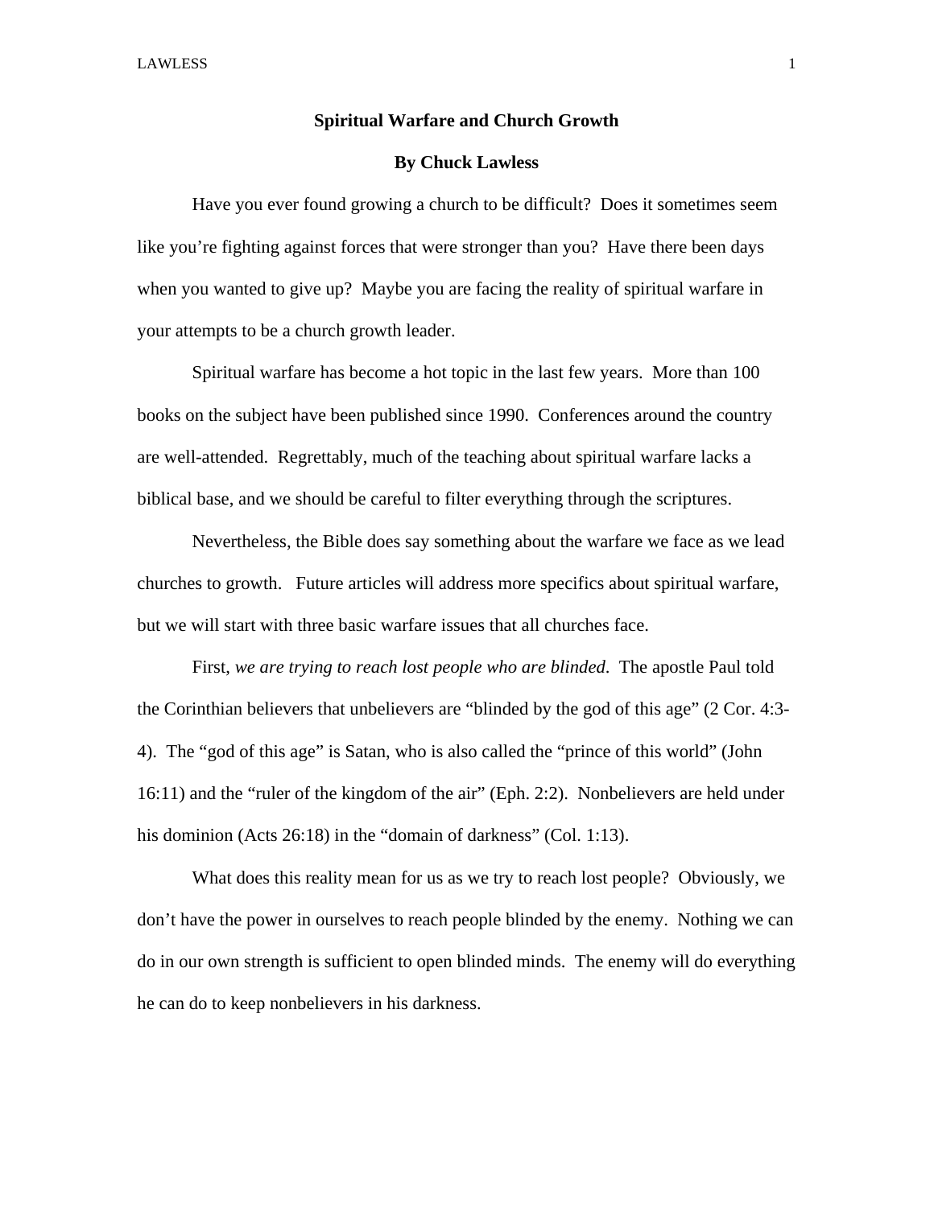# Spiritual Warfare and Church Growth

**By Chuck Lawless**

Have you ever found growing a church to be difficult? Does it sometimes seem like you're fighting against forces that were stronger than you? Have there been days when you wanted to give up? Maybe you are facing the reality of spiritual warfare in your attempts to be a church growth leader.

Spiritual warfare has become a hot topic in the last few years. More than 100 books on the subject have been published since 1990. Conferences around the country are well-attended. Regrettably, much of the teaching about spiritual warfare lacks a biblical base, and we should be careful to filter everything through the scriptures.

Nevertheless, the Bible does say something about the warfare we face as we lead churches to growth. Future articles will address more specifics about spiritual warfare, but we will start with three basic warfare issues that all churches face.

First, *we are trying to reach lost people who are blinded*. The apostle Paul told the Corinthian believers that unbelievers are "blinded by the god of this age" (2 Cor. 4:3-4). The "god of this age" is Satan, who is also called the "prince of this world" (John 16:11) and the "ruler of the kingdom of the air" (Eph. 2:2). Nonbelievers are held under his dominion (Acts 26:18) in the "domain of darkness" (Col. 1:13).

What does this reality mean for us as we try to reach lost people? Obviously, we don't have the power in ourselves to reach people blinded by the enemy. Nothing we can do in our own strength is sufficient to open blinded minds. The enemy will do everything he can do to keep nonbelievers in his darkness.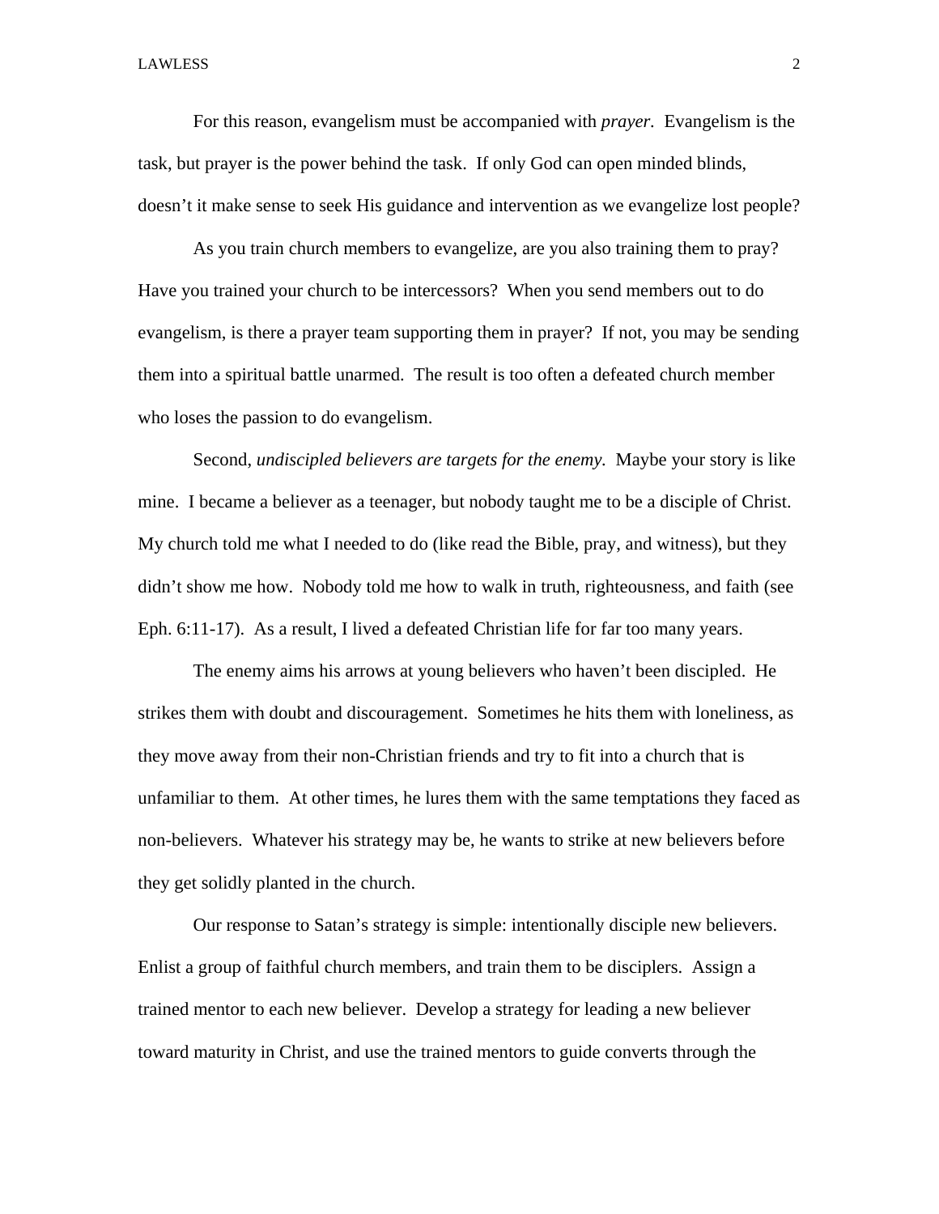For this reason, evangelism must be accompanied with *prayer.* Evangelism is the task, but prayer is the power behind the task. If only God can open minded blinds, doesn't it make sense to seek His guidance and intervention as we evangelize lost people?

As you train church members to evangelize, are you also training them to pray? Have you trained your church to be intercessors? When you send members out to do evangelism, is there a prayer team supporting them in prayer? If not, you may be sending them into a spiritual battle unarmed. The result is too often a defeated church member who loses the passion to do evangelism.

Second, *undiscipled believers are targets for the enemy.* Maybe your story is like mine. I became a believer as a teenager, but nobody taught me to be a disciple of Christ. My church told me what I needed to do (like read the Bible, pray, and witness), but they didn't show me how. Nobody told me how to walk in truth, righteousness, and faith (see Eph. 6:11-17). As a result, I lived a defeated Christian life for far too many years.

The enemy aims his arrows at young believers who haven't been discipled. He strikes them with doubt and discouragement. Sometimes he hits them with loneliness, as they move away from their non-Christian friends and try to fit into a church that is unfamiliar to them. At other times, he lures them with the same temptations they faced as non-believers. Whatever his strategy may be, he wants to strike at new believers before they get solidly planted in the church.

Our response to Satan's strategy is simple: intentionally disciple new believers. Enlist a group of faithful church members, and train them to be disciplers. Assign a trained mentor to each new believer. Develop a strategy for leading a new believer toward maturity in Christ, and use the trained mentors to guide converts through the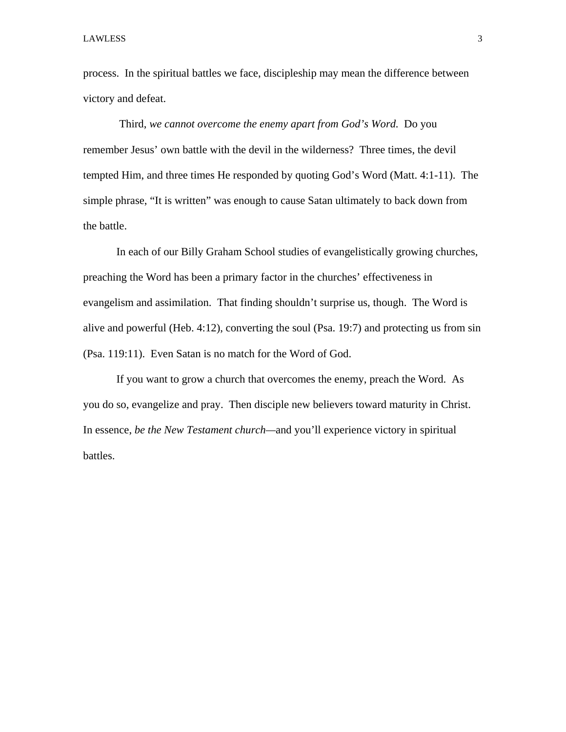process. In the spiritual battles we face, discipleship may mean the difference between victory and defeat.

Third, *we cannot overcome the enemy apart from God's Word.* Do you remember Jesus' own battle with the devil in the wilderness? Three times, the devil tempted Him, and three times He responded by quoting God's Word (Matt. 4:1-11). The simple phrase, "It is written" was enough to cause Satan ultimately to back down from the battle.

In each of our Billy Graham School studies of evangelistically growing churches, preaching the Word has been a primary factor in the churches' effectiveness in evangelism and assimilation. That finding shouldn't surprise us, though. The Word is alive and powerful (Heb. 4:12), converting the soul (Psa. 19:7) and protecting us from sin (Psa. 119:11). Even Satan is no match for the Word of God.

If you want to grow a church that overcomes the enemy, preach the Word. As you do so, evangelize and pray. Then disciple new believers toward maturity in Christ. In essence, *be the New Testament church*—and you'll experience victory in spiritual battles.